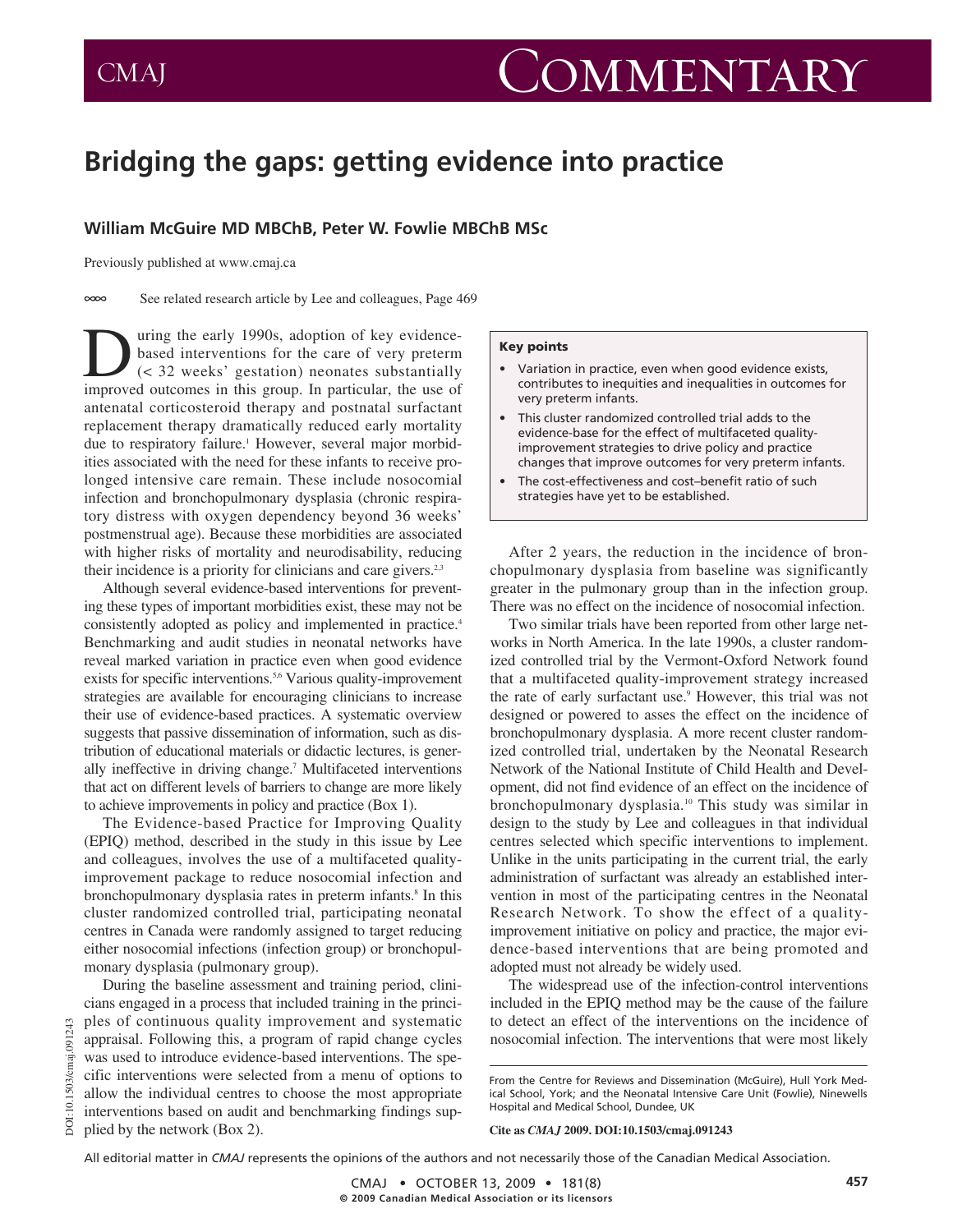# Commentary

## Bridging the gaps: getting evidence into practice

**William McGuire MD MBChB, Peter W. Fowlie MBChB MSc**

Previously published at www.cmaj.ca

See related research article by Lee and colleagues, Page 469

During the early 1990s, adoption of key evidence-based interventions for the care of very preterm (< 32 weeks' gestation) neonates substantially improved outcomes in this group. In particular, the use of antenatal corticosteroid therapy and postnatal surfactant replacement therapy dramatically reduced early mortality due to respiratory failure.[1] However, several major morbidities associated with the need for these infants to receive prolonged intensive care remain. These include nosocomial infection and bronchopulmonary dysplasia (chronic respiratory distress with oxygen dependency beyond 36 weeks' postmenstrual age). Because these morbidities are associated with higher risks of mortality and neurodisability, reducing their incidence is a priority for clinicians and care givers.[2,3]

Although several evidence-based interventions for preventing these types of important morbidities exist, these may not be consistently adopted as policy and implemented in practice.[4] Benchmarking and audit studies in neonatal networks have reveal marked variation in practice even when good evidence exists for specific interventions.[5,6] Various quality-improvement strategies are available for encouraging clinicians to increase their use of evidence-based practices. A systematic overview suggests that passive dissemination of information, such as distribution of educational materials or didactic lectures, is generally ineffective in driving change.[7] Multifaceted interventions that act on different levels of barriers to change are more likely to achieve improvements in policy and practice (Box 1).

The Evidence-based Practice for Improving Quality (EPIQ) method, described in the study in this issue by Lee and colleagues, involves the use of a multifaceted quality-improvement package to reduce nosocomial infection and bronchopulmonary dysplasia rates in preterm infants.[8] In this cluster randomized controlled trial, participating neonatal centres in Canada were randomly assigned to target reducing either nosocomial infections (infection group) or bronchopulmonary dysplasia (pulmonary group).

During the baseline assessment and training period, clinicians engaged in a process that included training in the principles of continuous quality improvement and systematic appraisal. Following this, a program of rapid change cycles was used to introduce evidence-based interventions. The specific interventions were selected from a menu of options to allow the individual centres to choose the most appropriate interventions based on audit and benchmarking findings supplied by the network (Box 2).

> **Key points**
>
> - Variation in practice, even when good evidence exists, contributes to inequities and inequalities in outcomes for very preterm infants.
> - This cluster randomized controlled trial adds to the evidence-base for the effect of multifaceted quality-improvement strategies to drive policy and practice changes that improve outcomes for very preterm infants.
> - The cost-effectiveness and cost–benefit ratio of such strategies have yet to be established.

After 2 years, the reduction in the incidence of bronchopulmonary dysplasia from baseline was significantly greater in the pulmonary group than in the infection group. There was no effect on the incidence of nosocomial infection.

Two similar trials have been reported from other large networks in North America. In the late 1990s, a cluster randomized controlled trial by the Vermont-Oxford Network found that a multifaceted quality-improvement strategy increased the rate of early surfactant use.[9] However, this trial was not designed or powered to asses the effect on the incidence of bronchopulmonary dysplasia. A more recent cluster randomized controlled trial, undertaken by the Neonatal Research Network of the National Institute of Child Health and Development, did not find evidence of an effect on the incidence of bronchopulmonary dysplasia.[10] This study was similar in design to the study by Lee and colleagues in that individual centres selected which specific interventions to implement. Unlike in the units participating in the current trial, the early administration of surfactant was already an established intervention in most of the participating centres in the Neonatal Research Network. To show the effect of a quality-improvement initiative on policy and practice, the major evidence-based interventions that are being promoted and adopted must not already be widely used.

The widespread use of the infection-control interventions included in the EPIQ method may be the cause of the failure to detect an effect of the interventions on the incidence of nosocomial infection. The interventions that were most likely

From the Centre for Reviews and Dissemination (McGuire), Hull York Medical School, York; and the Neonatal Intensive Care Unit (Fowlie), Ninewells Hospital and Medical School, Dundee, UK

**Cite as *CMAJ* 2009. DOI:10.1503/cmaj.091243**

DOI:10.1503/cmaj.091243

All editorial matter in *CMAJ* represents the opinions of the authors and not necessarily those of the Canadian Medical Association.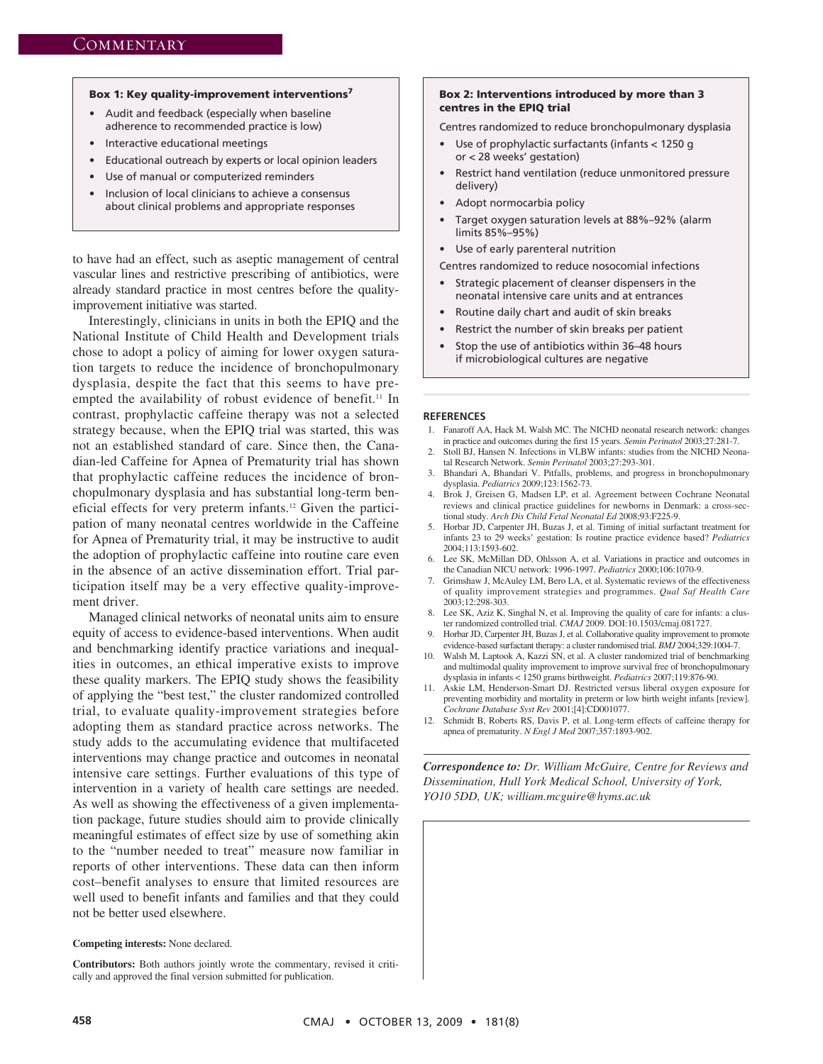**Box 1: Key quality-improvement interventions[7]**

- Audit and feedback (especially when baseline adherence to recommended practice is low)
- Interactive educational meetings
- Educational outreach by experts or local opinion leaders
- Use of manual or computerized reminders
- Inclusion of local clinicians to achieve a consensus about clinical problems and appropriate responses

to have had an effect, such as aseptic management of central vascular lines and restrictive prescribing of antibiotics, were already standard practice in most centres before the quality-improvement initiative was started.

Interestingly, clinicians in units in both the EPIQ and the National Institute of Child Health and Development trials chose to adopt a policy of aiming for lower oxygen saturation targets to reduce the incidence of bronchopulmonary dysplasia, despite the fact that this seems to have pre-empted the availability of robust evidence of benefit.[11] In contrast, prophylactic caffeine therapy was not a selected strategy because, when the EPIQ trial was started, this was not an established standard of care. Since then, the Canadian-led Caffeine for Apnea of Prematurity trial has shown that prophylactic caffeine reduces the incidence of bronchopulmonary dysplasia and has substantial long-term beneficial effects for very preterm infants.[12] Given the participation of many neonatal centres worldwide in the Caffeine for Apnea of Prematurity trial, it may be instructive to audit the adoption of prophylactic caffeine into routine care even in the absence of an active dissemination effort. Trial participation itself may be a very effective quality-improvement driver.

Managed clinical networks of neonatal units aim to ensure equity of access to evidence-based interventions. When audit and benchmarking identify practice variations and inequalities in outcomes, an ethical imperative exists to improve these quality markers. The EPIQ study shows the feasibility of applying the "best test," the cluster randomized controlled trial, to evaluate quality-improvement strategies before adopting them as standard practice across networks. The study adds to the accumulating evidence that multifaceted interventions may change practice and outcomes in neonatal intensive care settings. Further evaluations of this type of intervention in a variety of health care settings are needed. As well as showing the effectiveness of a given implementation package, future studies should aim to provide clinically meaningful estimates of effect size by use of something akin to the "number needed to treat" measure now familiar in reports of other interventions. These data can then inform cost–benefit analyses to ensure that limited resources are well used to benefit infants and families and that they could not be better used elsewhere.

**Competing interests:** None declared.

**Contributors:** Both authors jointly wrote the commentary, revised it critically and approved the final version submitted for publication.

**Box 2: Interventions introduced by more than 3 centres in the EPIQ trial**

Centres randomized to reduce bronchopulmonary dysplasia

- Use of prophylactic surfactants (infants < 1250 g or < 28 weeks' gestation)
- Restrict hand ventilation (reduce unmonitored pressure delivery)
- Adopt normocarbia policy
- Target oxygen saturation levels at 88%–92% (alarm limits 85%–95%)
- Use of early parenteral nutrition

Centres randomized to reduce nosocomial infections

- Strategic placement of cleanser dispensers in the neonatal intensive care units and at entrances
- Routine daily chart and audit of skin breaks
- Restrict the number of skin breaks per patient
- Stop the use of antibiotics within 36–48 hours if microbiological cultures are negative

## REFERENCES

1. Fanaroff AA, Hack M, Walsh MC. The NICHD neonatal research network: changes in practice and outcomes during the first 15 years. *Semin Perinatol* 2003;27:281-7.
2. Stoll BJ, Hansen N. Infections in VLBW infants: studies from the NICHD Neonatal Research Network. *Semin Perinatol* 2003;27:293-301.
3. Bhandari A, Bhandari V. Pitfalls, problems, and progress in bronchopulmonary dysplasia. *Pediatrics* 2009;123:1562-73.
4. Brok J, Greisen G, Madsen LP, et al. Agreement between Cochrane Neonatal reviews and clinical practice guidelines for newborns in Denmark: a cross-sectional study. *Arch Dis Child Fetal Neonatal Ed* 2008;93:F225-9.
5. Horbar JD, Carpenter JH, Buzas J, et al. Timing of initial surfactant treatment for infants 23 to 29 weeks' gestation: Is routine practice evidence based? *Pediatrics* 2004;113:1593-602.
6. Lee SK, McMillan DD, Ohlsson A, et al. Variations in practice and outcomes in the Canadian NICU network: 1996-1997. *Pediatrics* 2000;106:1070-9.
7. Grimshaw J, McAuley LM, Bero LA, et al. Systematic reviews of the effectiveness of quality improvement strategies and programmes. *Qual Saf Health Care* 2003;12:298-303.
8. Lee SK, Aziz K, Singhal N, et al. Improving the quality of care for infants: a cluster randomized controlled trial. *CMAJ* 2009. DOI:10.1503/cmaj.081727.
9. Horbar JD, Carpenter JH, Buzas J, et al. Collaborative quality improvement to promote evidence-based surfactant therapy: a cluster randomised trial. *BMJ* 2004;329:1004-7.
10. Walsh M, Laptook A, Kazzi SN, et al. A cluster randomized trial of benchmarking and multimodal quality improvement to improve survival free of bronchopulmonary dysplasia in infants < 1250 grams birthweight. *Pediatrics* 2007;119:876-90.
11. Askie LM, Henderson-Smart DJ. Restricted versus liberal oxygen exposure for preventing morbidity and mortality in preterm or low birth weight infants [review]. *Cochrane Database Syst Rev* 2001;[4]:CD001077.
12. Schmidt B, Roberts RS, Davis P, et al. Long-term effects of caffeine therapy for apnea of prematurity. *N Engl J Med* 2007;357:1893-902.

***Correspondence to:** Dr. William McGuire, Centre for Reviews and Dissemination, Hull York Medical School, University of York, YO10 5DD, UK; william.mcguire@hyms.ac.uk*